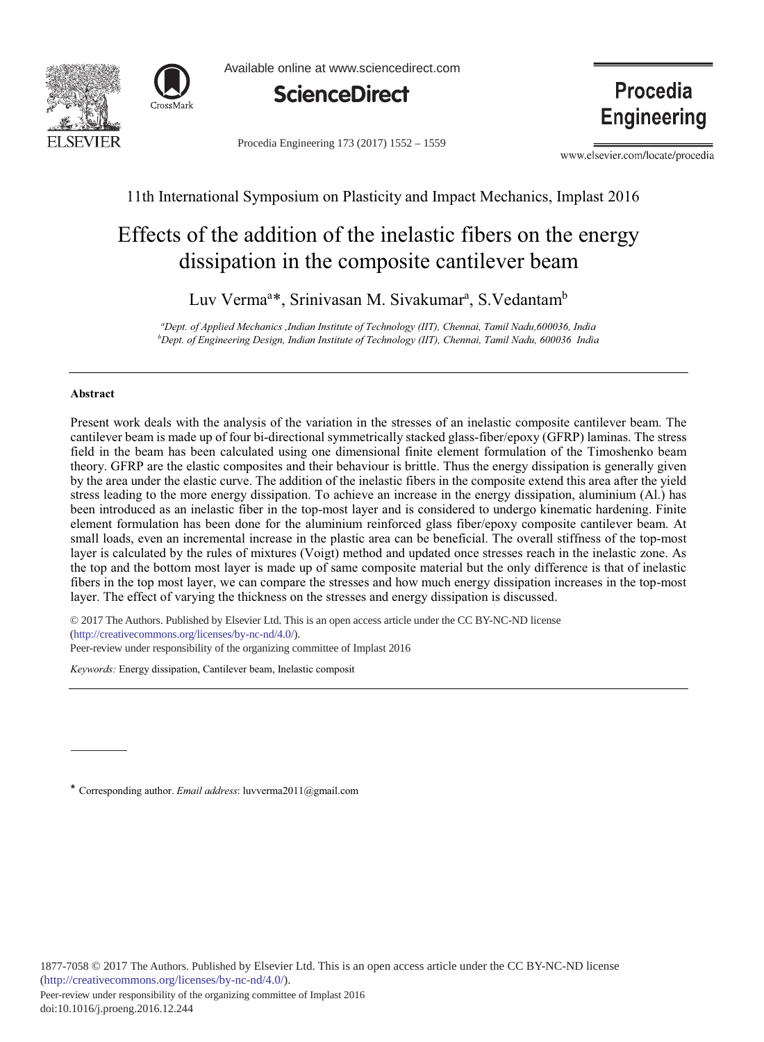11th International Symposium on Plasticity and Impact Mechanics, Implast 2016

# Effects of the addition of the inelastic fibers on the energy dissipation in the composite cantilever beam

Luv Verma[a]*, Srinivasan M. Sivakumar[a], S.Vedantam[b]

[a]*Dept. of Applied Mechanics ,Indian Institute of Technology (IIT), Chennai, Tamil Nadu,600036, India*
[b]*Dept. of Engineering Design, Indian Institute of Technology (IIT), Chennai, Tamil Nadu, 600036 India*

---

## Abstract

Present work deals with the analysis of the variation in the stresses of an inelastic composite cantilever beam. The cantilever beam is made up of four bi-directional symmetrically stacked glass-fiber/epoxy (GFRP) laminas. The stress field in the beam has been calculated using one dimensional finite element formulation of the Timoshenko beam theory. GFRP are the elastic composites and their behaviour is brittle. Thus the energy dissipation is generally given by the area under the elastic curve. The addition of the inelastic fibers in the composite extend this area after the yield stress leading to the more energy dissipation. To achieve an increase in the energy dissipation, aluminium (Al.) has been introduced as an inelastic fiber in the top-most layer and is considered to undergo kinematic hardening. Finite element formulation has been done for the aluminium reinforced glass fiber/epoxy composite cantilever beam. At small loads, even an incremental increase in the plastic area can be beneficial. The overall stiffness of the top-most layer is calculated by the rules of mixtures (Voigt) method and updated once stresses reach in the inelastic zone. As the top and the bottom most layer is made up of same composite material but the only difference is that of inelastic fibers in the top most layer, we can compare the stresses and how much energy dissipation increases in the top-most layer. The effect of varying the thickness on the stresses and energy dissipation is discussed.

© 2017 The Authors. Published by Elsevier Ltd. This is an open access article under the CC BY-NC-ND license (http://creativecommons.org/licenses/by-nc-nd/4.0/).
Peer-review under responsibility of the organizing committee of Implast 2016

*Keywords:* Energy dissipation, Cantilever beam, Inelastic composit

---

\* Corresponding author. *Email address*: luvverma2011@gmail.com

1877-7058 © 2017 The Authors. Published by Elsevier Ltd. This is an open access article under the CC BY-NC-ND license (http://creativecommons.org/licenses/by-nc-nd/4.0/).
Peer-review under responsibility of the organizing committee of Implast 2016
doi:10.1016/j.proeng.2016.12.244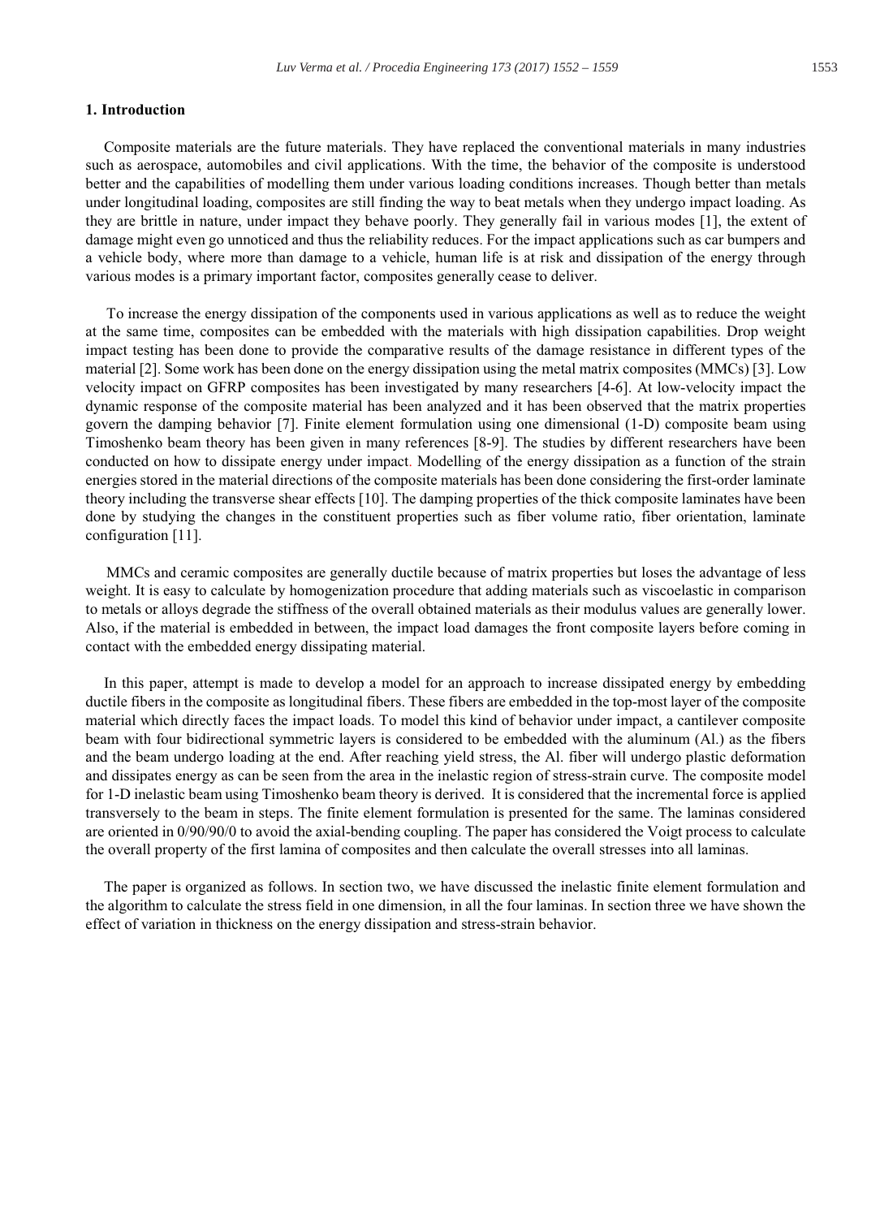## 1. Introduction

Composite materials are the future materials. They have replaced the conventional materials in many industries such as aerospace, automobiles and civil applications. With the time, the behavior of the composite is understood better and the capabilities of modelling them under various loading conditions increases. Though better than metals under longitudinal loading, composites are still finding the way to beat metals when they undergo impact loading. As they are brittle in nature, under impact they behave poorly. They generally fail in various modes [1], the extent of damage might even go unnoticed and thus the reliability reduces. For the impact applications such as car bumpers and a vehicle body, where more than damage to a vehicle, human life is at risk and dissipation of the energy through various modes is a primary important factor, composites generally cease to deliver.

To increase the energy dissipation of the components used in various applications as well as to reduce the weight at the same time, composites can be embedded with the materials with high dissipation capabilities. Drop weight impact testing has been done to provide the comparative results of the damage resistance in different types of the material [2]. Some work has been done on the energy dissipation using the metal matrix composites (MMCs) [3]. Low velocity impact on GFRP composites has been investigated by many researchers [4-6]. At low-velocity impact the dynamic response of the composite material has been analyzed and it has been observed that the matrix properties govern the damping behavior [7]. Finite element formulation using one dimensional (1-D) composite beam using Timoshenko beam theory has been given in many references [8-9]. The studies by different researchers have been conducted on how to dissipate energy under impact. Modelling of the energy dissipation as a function of the strain energies stored in the material directions of the composite materials has been done considering the first-order laminate theory including the transverse shear effects [10]. The damping properties of the thick composite laminates have been done by studying the changes in the constituent properties such as fiber volume ratio, fiber orientation, laminate configuration [11].

MMCs and ceramic composites are generally ductile because of matrix properties but loses the advantage of less weight. It is easy to calculate by homogenization procedure that adding materials such as viscoelastic in comparison to metals or alloys degrade the stiffness of the overall obtained materials as their modulus values are generally lower. Also, if the material is embedded in between, the impact load damages the front composite layers before coming in contact with the embedded energy dissipating material.

In this paper, attempt is made to develop a model for an approach to increase dissipated energy by embedding ductile fibers in the composite as longitudinal fibers. These fibers are embedded in the top-most layer of the composite material which directly faces the impact loads. To model this kind of behavior under impact, a cantilever composite beam with four bidirectional symmetric layers is considered to be embedded with the aluminum (Al.) as the fibers and the beam undergo loading at the end. After reaching yield stress, the Al. fiber will undergo plastic deformation and dissipates energy as can be seen from the area in the inelastic region of stress-strain curve. The composite model for 1-D inelastic beam using Timoshenko beam theory is derived. It is considered that the incremental force is applied transversely to the beam in steps. The finite element formulation is presented for the same. The laminas considered are oriented in 0/90/90/0 to avoid the axial-bending coupling. The paper has considered the Voigt process to calculate the overall property of the first lamina of composites and then calculate the overall stresses into all laminas.

The paper is organized as follows. In section two, we have discussed the inelastic finite element formulation and the algorithm to calculate the stress field in one dimension, in all the four laminas. In section three we have shown the effect of variation in thickness on the energy dissipation and stress-strain behavior.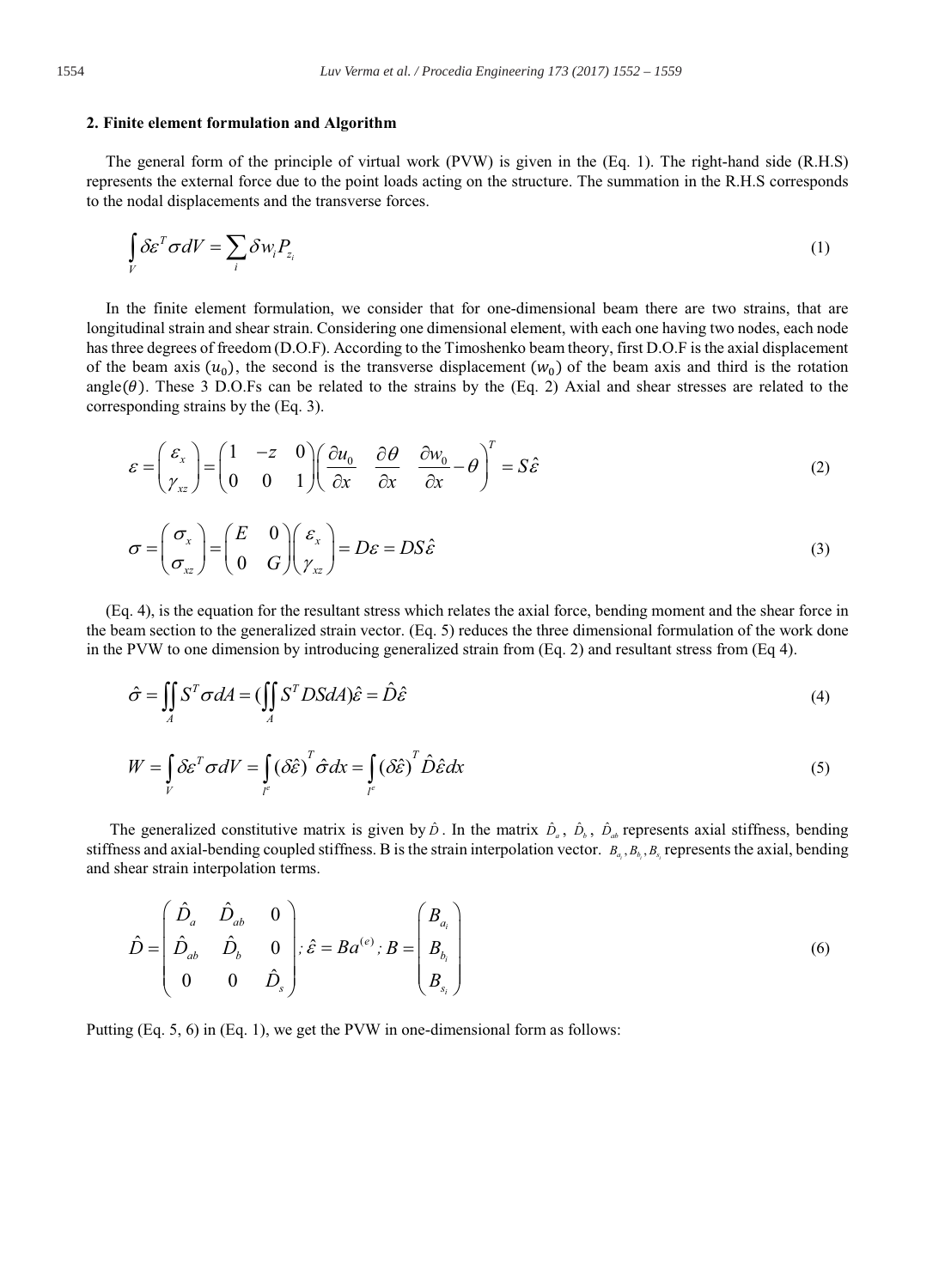## 2. Finite element formulation and Algorithm

The general form of the principle of virtual work (PVW) is given in the (Eq. 1). The right-hand side (R.H.S) represents the external force due to the point loads acting on the structure. The summation in the R.H.S corresponds to the nodal displacements and the transverse forces.

$$\int_V \delta\varepsilon^T \sigma dV = \sum_i \delta w_i P_{z_i} \tag{1}$$

In the finite element formulation, we consider that for one-dimensional beam there are two strains, that are longitudinal strain and shear strain. Considering one dimensional element, with each one having two nodes, each node has three degrees of freedom (D.O.F). According to the Timoshenko beam theory, first D.O.F is the axial displacement of the beam axis ($u_0$), the second is the transverse displacement ($w_0$) of the beam axis and third is the rotation angle($\theta$). These 3 D.O.Fs can be related to the strains by the (Eq. 2) Axial and shear stresses are related to the corresponding strains by the (Eq. 3).

$$\varepsilon = \begin{pmatrix} \varepsilon_x \\ \gamma_{xz} \end{pmatrix} = \begin{pmatrix} 1 & -z & 0 \\ 0 & 0 & 1 \end{pmatrix} \begin{pmatrix} \dfrac{\partial u_0}{\partial x} & \dfrac{\partial \theta}{\partial x} & \dfrac{\partial w_0}{\partial x} - \theta \end{pmatrix}^T = S\hat{\varepsilon} \tag{2}$$

$$\sigma = \begin{pmatrix} \sigma_x \\ \sigma_{xz} \end{pmatrix} = \begin{pmatrix} E & 0 \\ 0 & G \end{pmatrix} \begin{pmatrix} \varepsilon_x \\ \gamma_{xz} \end{pmatrix} = D\varepsilon = DS\hat{\varepsilon} \tag{3}$$

(Eq. 4), is the equation for the resultant stress which relates the axial force, bending moment and the shear force in the beam section to the generalized strain vector. (Eq. 5) reduces the three dimensional formulation of the work done in the PVW to one dimension by introducing generalized strain from (Eq. 2) and resultant stress from (Eq 4).

$$\hat{\sigma} = \iint_A S^T \sigma dA = (\iint_A S^T DS dA)\hat{\varepsilon} = \hat{D}\hat{\varepsilon} \tag{4}$$

$$W = \int_V \delta\varepsilon^T \sigma dV = \int_{l^e} (\delta\hat{\varepsilon})^T \hat{\sigma} dx = \int_{l^e} (\delta\hat{\varepsilon})^T \hat{D}\hat{\varepsilon} dx \tag{5}$$

The generalized constitutive matrix is given by $\hat{D}$. In the matrix $\hat{D}_a$, $\hat{D}_b$, $\hat{D}_{ab}$ represents axial stiffness, bending stiffness and axial-bending coupled stiffness. B is the strain interpolation vector. $B_{a_i}, B_{b_i}, B_{s_i}$ represents the axial, bending and shear strain interpolation terms.

$$\hat{D} = \begin{pmatrix} \hat{D}_a & \hat{D}_{ab} & 0 \\ \hat{D}_{ab} & \hat{D}_b & 0 \\ 0 & 0 & \hat{D}_s \end{pmatrix}; \hat{\varepsilon} = Ba^{(e)}; B = \begin{pmatrix} B_{a_i} \\ B_{b_i} \\ B_{s_i} \end{pmatrix} \tag{6}$$

Putting (Eq. 5, 6) in (Eq. 1), we get the PVW in one-dimensional form as follows: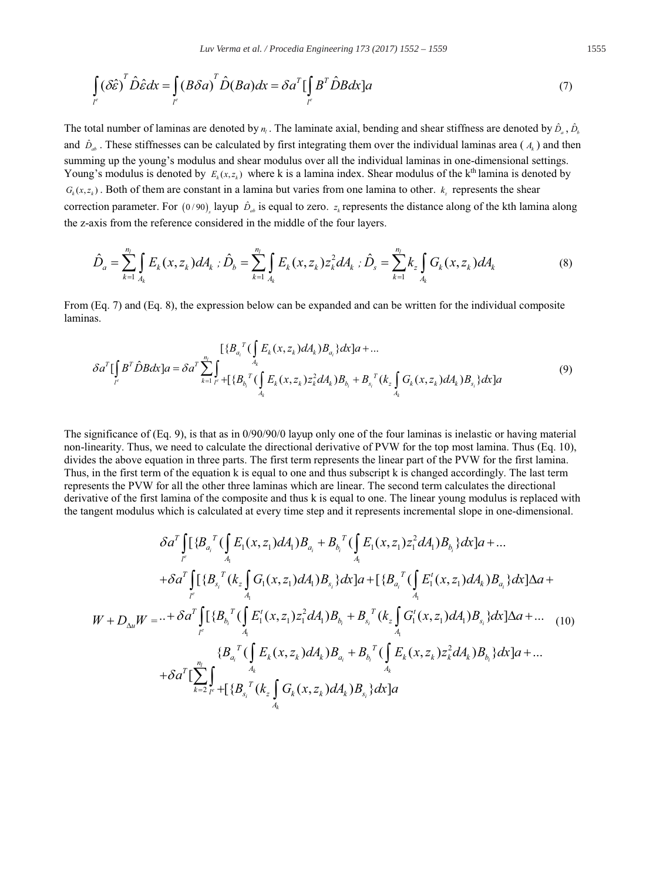$$\int_{l^e} (\delta\hat{\varepsilon})^T \hat{D}\hat{\varepsilon}dx = \int_{l^e} (B\delta a)^T \hat{D}(Ba)dx = \delta a^T [\int_{l^e} B^T \hat{D} B dx] a \tag{7}$$

The total number of laminas are denoted by $n_l$. The laminate axial, bending and shear stiffness are denoted by $\hat{D}_a$, $\hat{D}_b$ and $\hat{D}_{ab}$. These stiffnesses can be calculated by first integrating them over the individual laminas area ( $A_k$ ) and then summing up the young's modulus and shear modulus over all the individual laminas in one-dimensional settings. Young's modulus is denoted by $E_k(x, z_k)$ where k is a lamina index. Shear modulus of the k[th] lamina is denoted by $G_k(x, z_k)$. Both of them are constant in a lamina but varies from one lamina to other. $k_z$ represents the shear correction parameter. For $(0/90)_s$ layup $\hat{D}_{ab}$ is equal to zero. $z_k$ represents the distance along of the kth lamina along the z-axis from the reference considered in the middle of the four layers.

$$\hat{D}_a = \sum_{k=1}^{n_l} \int_{A_k} E_k(x, z_k) dA_k \;;\; \hat{D}_b = \sum_{k=1}^{n_l} \int_{A_k} E_k(x, z_k) z_k^2 dA_k \;;\; \hat{D}_s = \sum_{k=1}^{n_l} k_z \int_{A_k} G_k(x, z_k) dA_k \tag{8}$$

From (Eq. 7) and (Eq. 8), the expression below can be expanded and can be written for the individual composite laminas.

$$\delta a^T [\int_{l^e} B^T \hat{D} B dx] a = \delta a^T \sum_{k=1}^{n_l} \int_{l^e} \begin{array}{l} [\{B_{a_i}{}^T (\int_{A_k} E_k(x, z_k) dA_k) B_{a_i}\} dx] a + ... \\ +[\{B_{b_i}{}^T (\int_{A_k} E_k(x, z_k) z_k^2 dA_k) B_{b_i} + B_{s_i}{}^T (k_z \int_{A_k} G_k(x, z_k) dA_k) B_{s_i}\} dx] a \end{array} \tag{9}$$

The significance of (Eq. 9), is that as in 0/90/90/0 layup only one of the four laminas is inelastic or having material non-linearity. Thus, we need to calculate the directional derivative of PVW for the top most lamina. Thus (Eq. 10), divides the above equation in three parts. The first term represents the linear part of the PVW for the first lamina. Thus, in the first term of the equation k is equal to one and thus subscript k is changed accordingly. The last term represents the PVW for all the other three laminas which are linear. The second term calculates the directional derivative of the first lamina of the composite and thus k is equal to one. The linear young modulus is replaced with the tangent modulus which is calculated at every time step and it represents incremental slope in one-dimensional.

$$W + D_{\Delta u} W = \begin{array}{l} \delta a^T \int_{l^e} [\{B_{a_i}{}^T (\int_{A_1} E_1(x, z_1) dA_1) B_{a_i} + B_{b_i}{}^T (\int_{A_1} E_1(x, z_1) z_1^2 dA_1) B_{b_i}\} dx] a + ... \\ + \delta a^T \int_{l^e} [\{B_{s_i}{}^T (k_z \int_{A_1} G_1(x, z_1) dA_1) B_{s_i}\} dx] a + [\{B_{a_i}{}^T (\int_{A_1} E_1^t(x, z_1) dA_k) B_{a_i}\} dx] \Delta a + \\ .. + \delta a^T \int_{l^e} [\{B_{b_i}{}^T (\int_{A_1} E_1^t(x, z_1) z_1^2 dA_1) B_{b_i} + B_{s_i}{}^T (k_z \int_{A_1} G_1^t(x, z_1) dA_1) B_{s_i}\} dx] \Delta a + ... \\ + \delta a^T [\sum_{k=2}^{n_l} \int_{l^e} \begin{array}{l} \{B_{a_i}{}^T (\int_{A_k} E_k(x, z_k) dA_k) B_{a_i} + B_{b_i}{}^T (\int_{A_k} E_k(x, z_k) z_k^2 dA_k) B_{b_i}\} dx] a + ... \\ +[\{B_{s_i}{}^T (k_z \int_{A_k} G_k(x, z_k) dA_k) B_{s_i}\} dx] a \end{array} \end{array} \tag{10}$$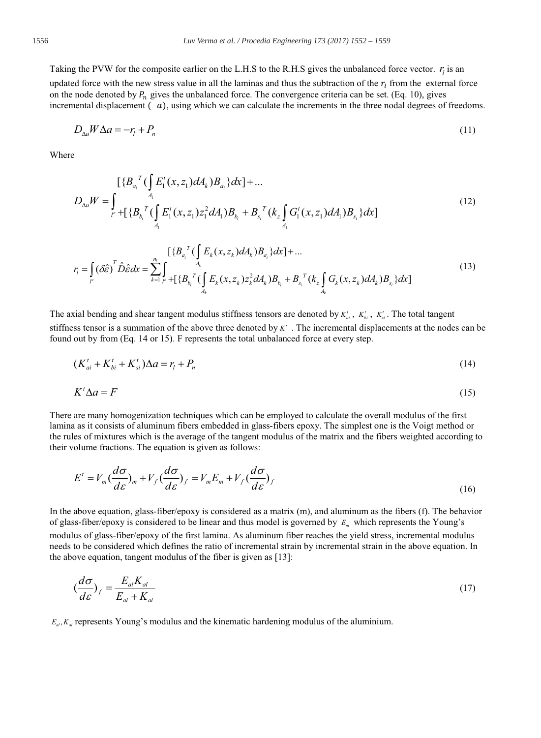Taking the PVW for the composite earlier on the L.H.S to the R.H.S gives the unbalanced force vector. $r_l$ is an updated force with the new stress value in all the laminas and thus the subtraction of the $r_l$ from the external force on the node denoted by $P_n$ gives the unbalanced force. The convergence criteria can be set. (Eq. 10), gives incremental displacement ( $a$), using which we can calculate the increments in the three nodal degrees of freedoms.

$$D_{\Delta u}W\Delta a = -r_l + P_n \tag{11}$$

Where

$$D_{\Delta u}W = \int_{l^e} \begin{matrix} [\{B_{a_i}{}^T(\int_{A_1} E_1^t(x,z_1)dA_k)B_{a_i}\}dx] + ... \\ +[\{B_{b_i}{}^T(\int_{A_1} E_1^t(x,z_1)z_1^2 dA_1)B_{b_i} + B_{s_i}{}^T(k_z \int_{A_1} G_1^t(x,z_1)dA_1)B_{s_i}\}dx] \end{matrix} \tag{12}$$

$$r_l = \int_{l^e} (\delta\hat{\varepsilon})^T \hat{D}\hat{\varepsilon}dx = \sum_{k=1}^{n_l} \int_{l^e} \begin{matrix} [\{B_{a_i}{}^T(\int_{A_k} E_k(x,z_k)dA_k)B_{a_i}\}dx] + ... \\ +[\{B_{b_i}{}^T(\int_{A_k} E_k(x,z_k)z_k^2 dA_k)B_{b_i} + B_{s_i}{}^T(k_z \int_{A_k} G_k(x,z_k)dA_k)B_{s_i}\}dx] \end{matrix} \tag{13}$$

The axial bending and shear tangent modulus stiffness tensors are denoted by $K_{ai}^t$, $K_{bi}^t$, $K_{si}^t$. The total tangent stiffness tensor is a summation of the above three denoted by $K^t$ . The incremental displacements at the nodes can be found out by from (Eq. 14 or 15). F represents the total unbalanced force at every step.

$$(K_{ai}^t + K_{bi}^t + K_{si}^t)\Delta a = r_l + P_n \tag{14}$$

$$K^t \Delta a = F \tag{15}$$

There are many homogenization techniques which can be employed to calculate the overall modulus of the first lamina as it consists of aluminum fibers embedded in glass-fibers epoxy. The simplest one is the Voigt method or the rules of mixtures which is the average of the tangent modulus of the matrix and the fibers weighted according to their volume fractions. The equation is given as follows:

$$E^t = V_m\left(\frac{d\sigma}{d\varepsilon}\right)_m + V_f\left(\frac{d\sigma}{d\varepsilon}\right)_f = V_m E_m + V_f\left(\frac{d\sigma}{d\varepsilon}\right)_f \tag{16}$$

In the above equation, glass-fiber/epoxy is considered as a matrix (m), and aluminum as the fibers (f). The behavior of glass-fiber/epoxy is considered to be linear and thus model is governed by $E_m$ which represents the Young's modulus of glass-fiber/epoxy of the first lamina. As aluminum fiber reaches the yield stress, incremental modulus needs to be considered which defines the ratio of incremental strain by incremental strain in the above equation. In the above equation, tangent modulus of the fiber is given as [13]:

$$\left(\frac{d\sigma}{d\varepsilon}\right)_f = \frac{E_{al}K_{al}}{E_{al} + K_{al}} \tag{17}$$

$E_{al}, K_{al}$ represents Young's modulus and the kinematic hardening modulus of the aluminium.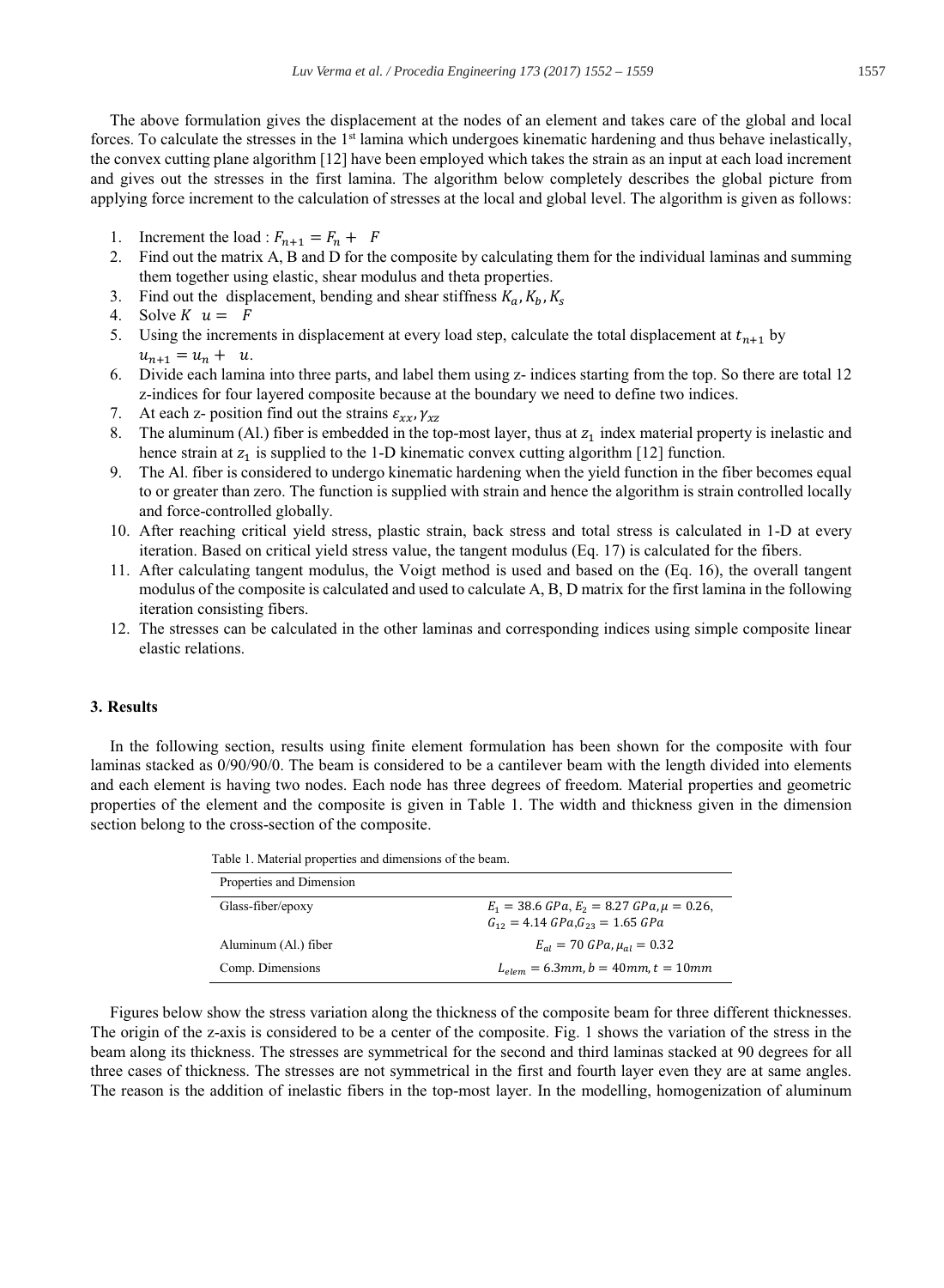The above formulation gives the displacement at the nodes of an element and takes care of the global and local forces. To calculate the stresses in the 1st lamina which undergoes kinematic hardening and thus behave inelastically, the convex cutting plane algorithm [12] have been employed which takes the strain as an input at each load increment and gives out the stresses in the first lamina. The algorithm below completely describes the global picture from applying force increment to the calculation of stresses at the local and global level. The algorithm is given as follows:

1. Increment the load : $F_{n+1} = F_n + \Delta F$
2. Find out the matrix A, B and D for the composite by calculating them for the individual laminas and summing them together using elastic, shear modulus and theta properties.
3. Find out the displacement, bending and shear stiffness $K_a, K_b, K_s$
4. Solve $K \Delta u = \Delta F$
5. Using the increments in displacement at every load step, calculate the total displacement at $t_{n+1}$ by $u_{n+1} = u_n + \Delta u$.
6. Divide each lamina into three parts, and label them using z- indices starting from the top. So there are total 12 z-indices for four layered composite because at the boundary we need to define two indices.
7. At each z- position find out the strains $\varepsilon_{xx}, \gamma_{xz}$
8. The aluminum (Al.) fiber is embedded in the top-most layer, thus at $z_1$ index material property is inelastic and hence strain at $z_1$ is supplied to the 1-D kinematic convex cutting algorithm [12] function.
9. The Al. fiber is considered to undergo kinematic hardening when the yield function in the fiber becomes equal to or greater than zero. The function is supplied with strain and hence the algorithm is strain controlled locally and force-controlled globally.
10. After reaching critical yield stress, plastic strain, back stress and total stress is calculated in 1-D at every iteration. Based on critical yield stress value, the tangent modulus (Eq. 17) is calculated for the fibers.
11. After calculating tangent modulus, the Voigt method is used and based on the (Eq. 16), the overall tangent modulus of the composite is calculated and used to calculate A, B, D matrix for the first lamina in the following iteration consisting fibers.
12. The stresses can be calculated in the other laminas and corresponding indices using simple composite linear elastic relations.

### 3. Results

In the following section, results using finite element formulation has been shown for the composite with four laminas stacked as 0/90/90/0. The beam is considered to be a cantilever beam with the length divided into elements and each element is having two nodes. Each node has three degrees of freedom. Material properties and geometric properties of the element and the composite is given in Table 1. The width and thickness given in the dimension section belong to the cross-section of the composite.

Table 1. Material properties and dimensions of the beam.

| Properties and Dimension | |
|---|---|
| Glass-fiber/epoxy | $E_1 = 38.6\ GPa, E_2 = 8.27\ GPa, \mu = 0.26,$ $G_{12} = 4.14\ GPa, G_{23} = 1.65\ GPa$ |
| Aluminum (Al.) fiber | $E_{al} = 70\ GPa, \mu_{al} = 0.32$ |
| Comp. Dimensions | $L_{elem} = 6.3mm, b = 40mm, t = 10mm$ |

Figures below show the stress variation along the thickness of the composite beam for three different thicknesses. The origin of the z-axis is considered to be a center of the composite. Fig. 1 shows the variation of the stress in the beam along its thickness. The stresses are symmetrical for the second and third laminas stacked at 90 degrees for all three cases of thickness. The stresses are not symmetrical in the first and fourth layer even they are at same angles. The reason is the addition of inelastic fibers in the top-most layer. In the modelling, homogenization of aluminum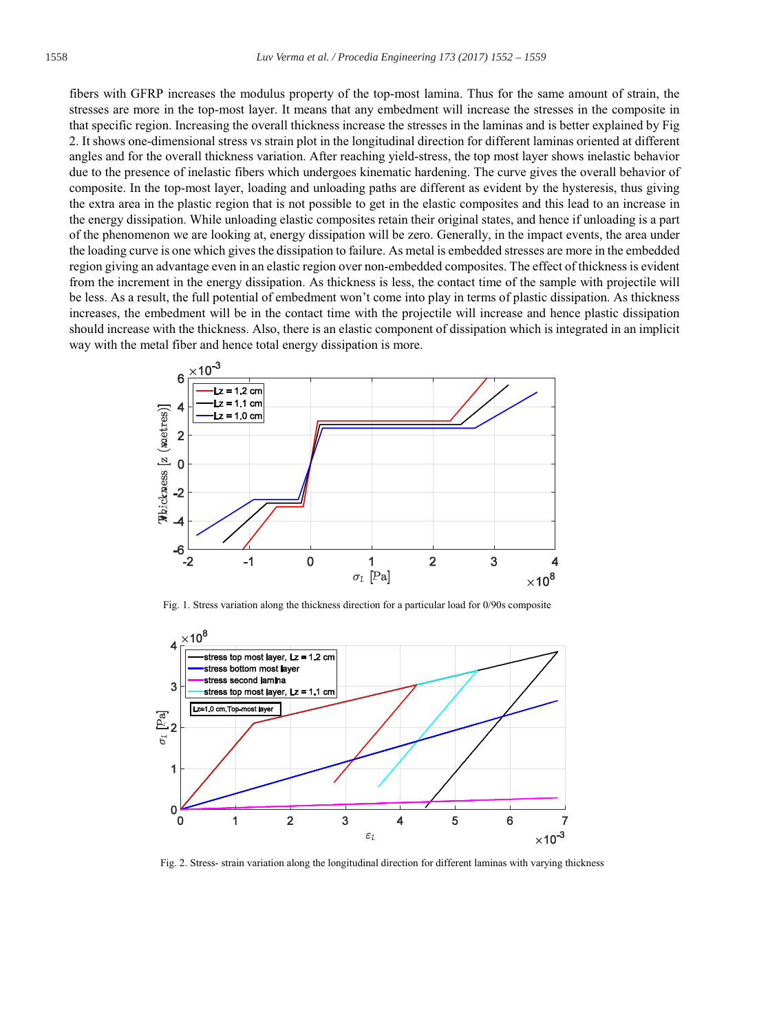fibers with GFRP increases the modulus property of the top-most lamina. Thus for the same amount of strain, the stresses are more in the top-most layer. It means that any embedment will increase the stresses in the composite in that specific region. Increasing the overall thickness increase the stresses in the laminas and is better explained by Fig 2. It shows one-dimensional stress vs strain plot in the longitudinal direction for different laminas oriented at different angles and for the overall thickness variation. After reaching yield-stress, the top most layer shows inelastic behavior due to the presence of inelastic fibers which undergoes kinematic hardening. The curve gives the overall behavior of composite. In the top-most layer, loading and unloading paths are different as evident by the hysteresis, thus giving the extra area in the plastic region that is not possible to get in the elastic composites and this lead to an increase in the energy dissipation. While unloading elastic composites retain their original states, and hence if unloading is a part of the phenomenon we are looking at, energy dissipation will be zero. Generally, in the impact events, the area under the loading curve is one which gives the dissipation to failure. As metal is embedded stresses are more in the embedded region giving an advantage even in an elastic region over non-embedded composites. The effect of thickness is evident from the increment in the energy dissipation. As thickness is less, the contact time of the sample with projectile will be less. As a result, the full potential of embedment won't come into play in terms of plastic dissipation. As thickness increases, the embedment will be in the contact time with the projectile will increase and hence plastic dissipation should increase with the thickness. Also, there is an elastic component of dissipation which is integrated in an implicit way with the metal fiber and hence total energy dissipation is more.

Fig. 1. Stress variation along the thickness direction for a particular load for 0/90s composite

Fig. 2. Stress- strain variation along the longitudinal direction for different laminas with varying thickness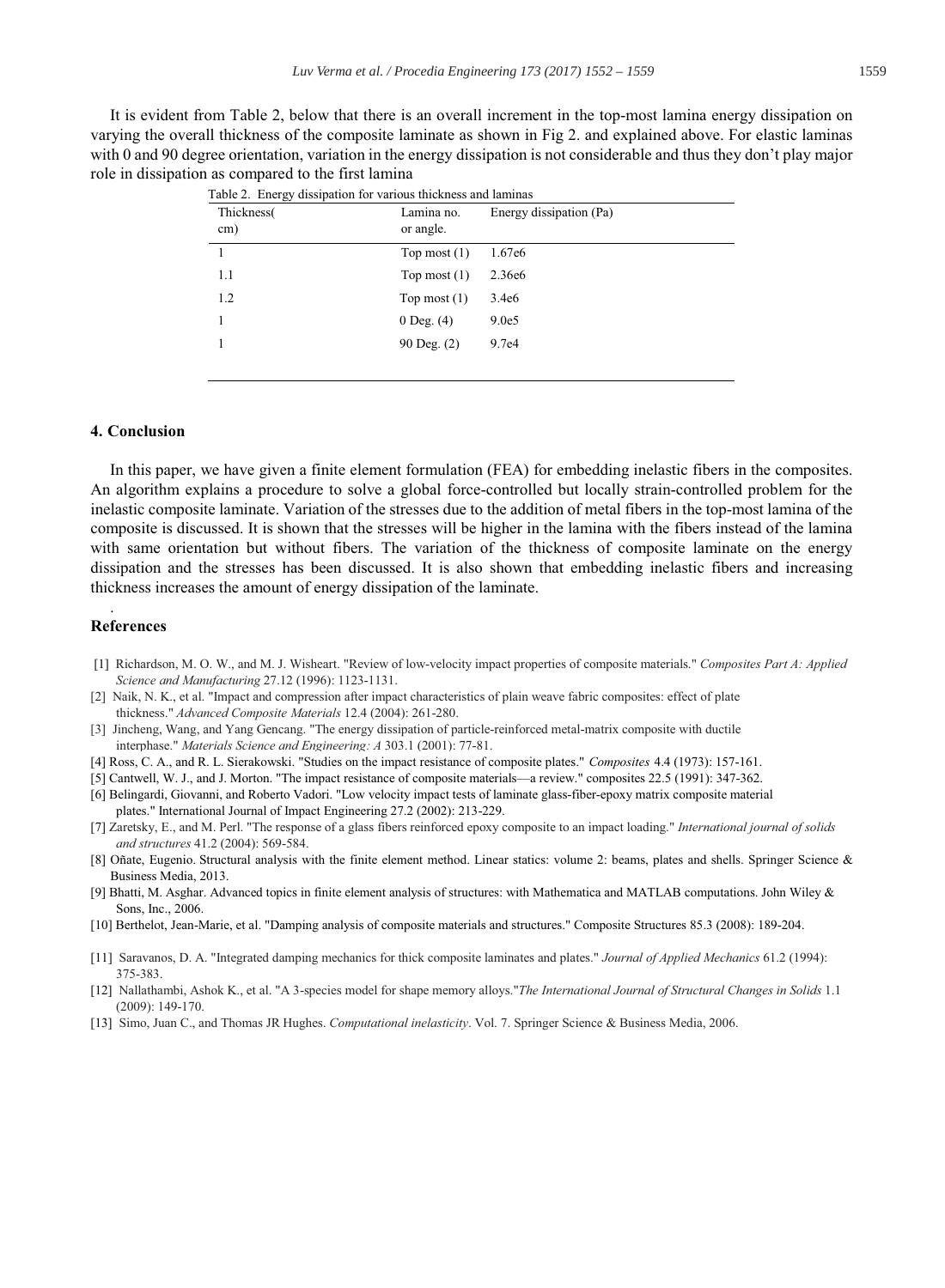It is evident from Table 2, below that there is an overall increment in the top-most lamina energy dissipation on varying the overall thickness of the composite laminate as shown in Fig 2. and explained above. For elastic laminas with 0 and 90 degree orientation, variation in the energy dissipation is not considerable and thus they don't play major role in dissipation as compared to the first lamina

Table 2. Energy dissipation for various thickness and laminas

| Thickness( cm) | Lamina no. or angle. | Energy dissipation (Pa) |
|---|---|---|
| 1 | Top most (1) | 1.67e6 |
| 1.1 | Top most (1) | 2.36e6 |
| 1.2 | Top most (1) | 3.4e6 |
| 1 | 0 Deg. (4) | 9.0e5 |
| 1 | 90 Deg. (2) | 9.7e4 |

## 4. Conclusion

In this paper, we have given a finite element formulation (FEA) for embedding inelastic fibers in the composites. An algorithm explains a procedure to solve a global force-controlled but locally strain-controlled problem for the inelastic composite laminate. Variation of the stresses due to the addition of metal fibers in the top-most lamina of the composite is discussed. It is shown that the stresses will be higher in the lamina with the fibers instead of the lamina with same orientation but without fibers. The variation of the thickness of composite laminate on the energy dissipation and the stresses has been discussed. It is also shown that embedding inelastic fibers and increasing thickness increases the amount of energy dissipation of the laminate.

## References

[1] Richardson, M. O. W., and M. J. Wisheart. "Review of low-velocity impact properties of composite materials." *Composites Part A: Applied Science and Manufacturing* 27.12 (1996): 1123-1131.

[2] Naik, N. K., et al. "Impact and compression after impact characteristics of plain weave fabric composites: effect of plate thickness." *Advanced Composite Materials* 12.4 (2004): 261-280.

[3] Jincheng, Wang, and Yang Gencang. "The energy dissipation of particle-reinforced metal-matrix composite with ductile interphase." *Materials Science and Engineering: A* 303.1 (2001): 77-81.

[4] Ross, C. A., and R. L. Sierakowski. "Studies on the impact resistance of composite plates." *Composites* 4.4 (1973): 157-161.

[5] Cantwell, W. J., and J. Morton. "The impact resistance of composite materials—a review." composites 22.5 (1991): 347-362.

[6] Belingardi, Giovanni, and Roberto Vadori. "Low velocity impact tests of laminate glass-fiber-epoxy matrix composite material plates." International Journal of Impact Engineering 27.2 (2002): 213-229.

[7] Zaretsky, E., and M. Perl. "The response of a glass fibers reinforced epoxy composite to an impact loading." *International journal of solids and structures* 41.2 (2004): 569-584.

[8] Oñate, Eugenio. Structural analysis with the finite element method. Linear statics: volume 2: beams, plates and shells. Springer Science & Business Media, 2013.

[9] Bhatti, M. Asghar. Advanced topics in finite element analysis of structures: with Mathematica and MATLAB computations. John Wiley & Sons, Inc., 2006.

[10] Berthelot, Jean-Marie, et al. "Damping analysis of composite materials and structures." Composite Structures 85.3 (2008): 189-204.

[11] Saravanos, D. A. "Integrated damping mechanics for thick composite laminates and plates." *Journal of Applied Mechanics* 61.2 (1994): 375-383.

[12] Nallathambi, Ashok K., et al. "A 3-species model for shape memory alloys."*The International Journal of Structural Changes in Solids* 1.1 (2009): 149-170.

[13] Simo, Juan C., and Thomas JR Hughes. *Computational inelasticity*. Vol. 7. Springer Science & Business Media, 2006.